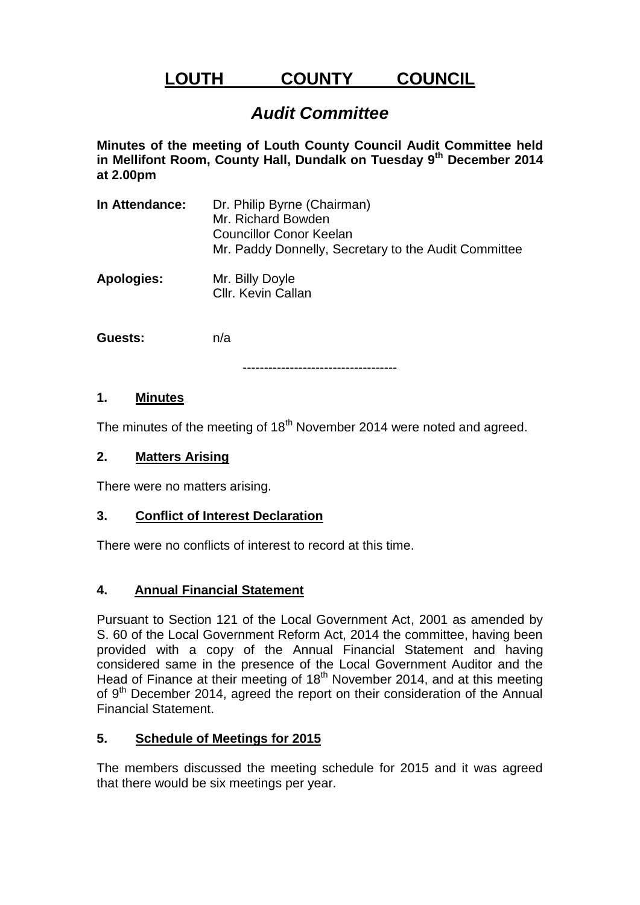# LOUTH COUNTY COUNCIL

## *Audit Committee*

**Minutes of the meeting of Louth County Council Audit Committee held in Mellifont Room, County Hall, Dundalk on Tuesday 9th December 2014 at 2.00pm**

**In Attendance:** Dr. Philip Byrne (Chairman)
Mr. Richard Bowden
Councillor Conor Keelan
Mr. Paddy Donnelly, Secretary to the Audit Committee

**Apologies:** Mr. Billy Doyle
Cllr. Kevin Callan

**Guests:** n/a

------------------------------------

### 1. Minutes

The minutes of the meeting of 18th November 2014 were noted and agreed.

### 2. Matters Arising

There were no matters arising.

### 3. Conflict of Interest Declaration

There were no conflicts of interest to record at this time.

### 4. Annual Financial Statement

Pursuant to Section 121 of the Local Government Act, 2001 as amended by S. 60 of the Local Government Reform Act, 2014 the committee, having been provided with a copy of the Annual Financial Statement and having considered same in the presence of the Local Government Auditor and the Head of Finance at their meeting of 18th November 2014, and at this meeting of 9th December 2014, agreed the report on their consideration of the Annual Financial Statement.

### 5. Schedule of Meetings for 2015

The members discussed the meeting schedule for 2015 and it was agreed that there would be six meetings per year.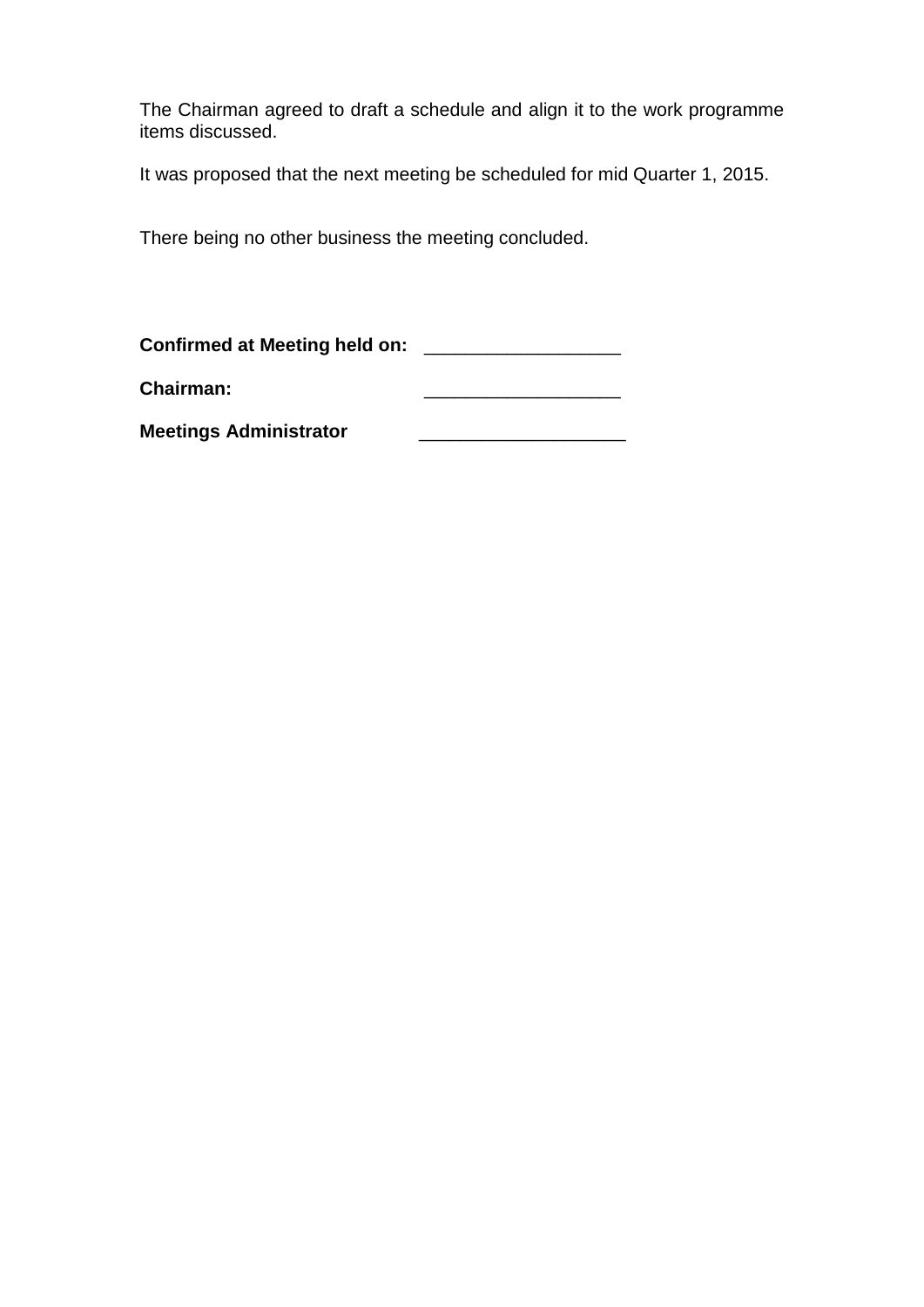The Chairman agreed to draft a schedule and align it to the work programme items discussed.

It was proposed that the next meeting be scheduled for mid Quarter 1, 2015.

There being no other business the meeting concluded.

**Confirmed at Meeting held on:** ___________________

**Chairman:** ___________________

**Meetings Administrator** ____________________